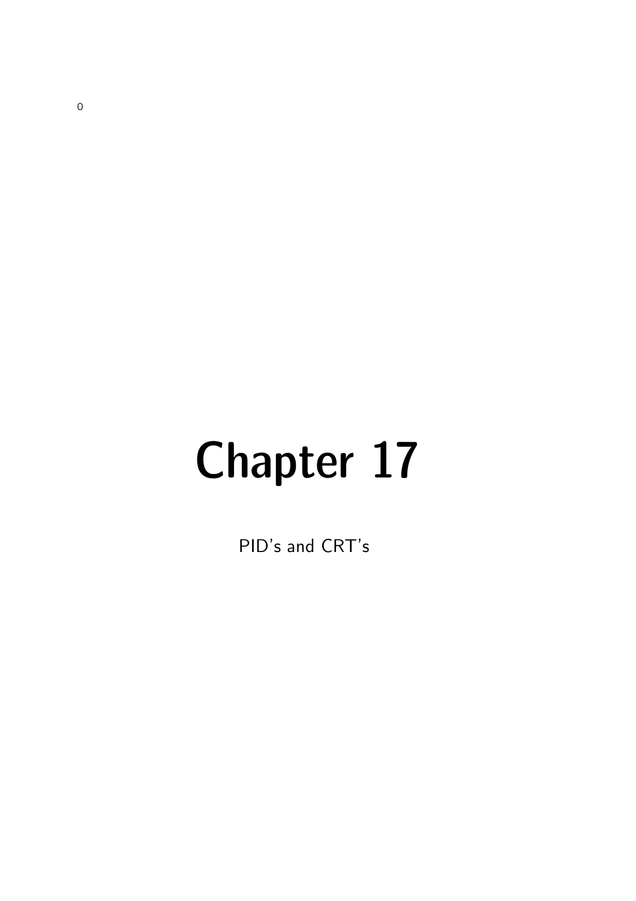# Chapter 17

PID's and CRT's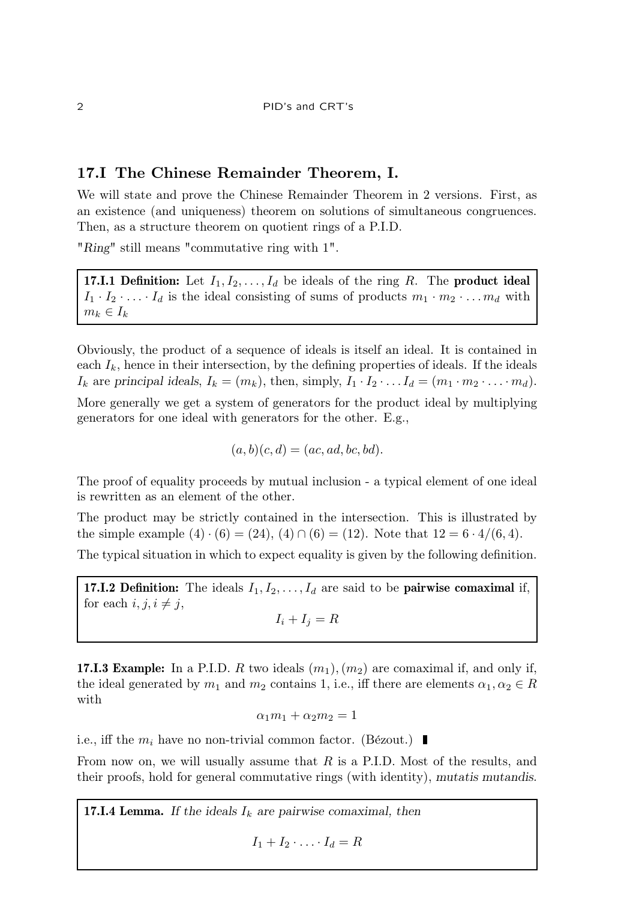## 17.I The Chinese Remainder Theorem, I.

We will state and prove the Chinese Remainder Theorem in 2 versions. First, as an existence (and uniqueness) theorem on solutions of simultaneous congruences. Then, as a structure theorem on quotient rings of a P.I.D.

"*Ring*" still means "commutative ring with 1".

**17.I.1 Definition:** Let $I_1, I_2, \ldots, I_d$ be ideals of the ring $R$. The **product ideal** $I_1 \cdot I_2 \cdot \ldots \cdot I_d$ is the ideal consisting of sums of products $m_1 \cdot m_2 \cdot \ldots m_d$ with $m_k \in I_k$

Obviously, the product of a sequence of ideals is itself an ideal. It is contained in each $I_k$, hence in their intersection, by the defining properties of ideals. If the ideals $I_k$ are *principal ideals*, $I_k = (m_k)$, then, simply, $I_1 \cdot I_2 \cdot \ldots I_d = (m_1 \cdot m_2 \cdot \ldots \cdot m_d)$.

More generally we get a system of generators for the product ideal by multiplying generators for one ideal with generators for the other. E.g.,

$$(a, b)(c, d) = (ac, ad, bc, bd).$$

The proof of equality proceeds by mutual inclusion - a typical element of one ideal is rewritten as an element of the other.

The product may be strictly contained in the intersection. This is illustrated by the simple example $(4) \cdot (6) = (24)$, $(4) \cap (6) = (12)$. Note that $12 = 6 \cdot 4/(6, 4)$.

The typical situation in which to expect equality is given by the following definition.

**17.I.2 Definition:** The ideals $I_1, I_2, \ldots, I_d$ are said to be **pairwise comaximal** if, for each $i, j, i \neq j$,

$$I_i + I_j = R$$

**17.I.3 Example:** In a P.I.D. $R$ two ideals $(m_1), (m_2)$ are comaximal if, and only if, the ideal generated by $m_1$ and $m_2$ contains 1, i.e., iff there are elements $\alpha_1, \alpha_2 \in R$ with

$$\alpha_1 m_1 + \alpha_2 m_2 = 1$$

i.e., iff the $m_i$ have no non-trivial common factor. (Bézout.) ∎

From now on, we will usually assume that $R$ is a P.I.D. Most of the results, and their proofs, hold for general commutative rings (with identity), *mutatis mutandis*.

**17.I.4 Lemma.** *If the ideals $I_k$ are pairwise comaximal, then*

$$I_1 + I_2 \cdot \ldots \cdot I_d = R$$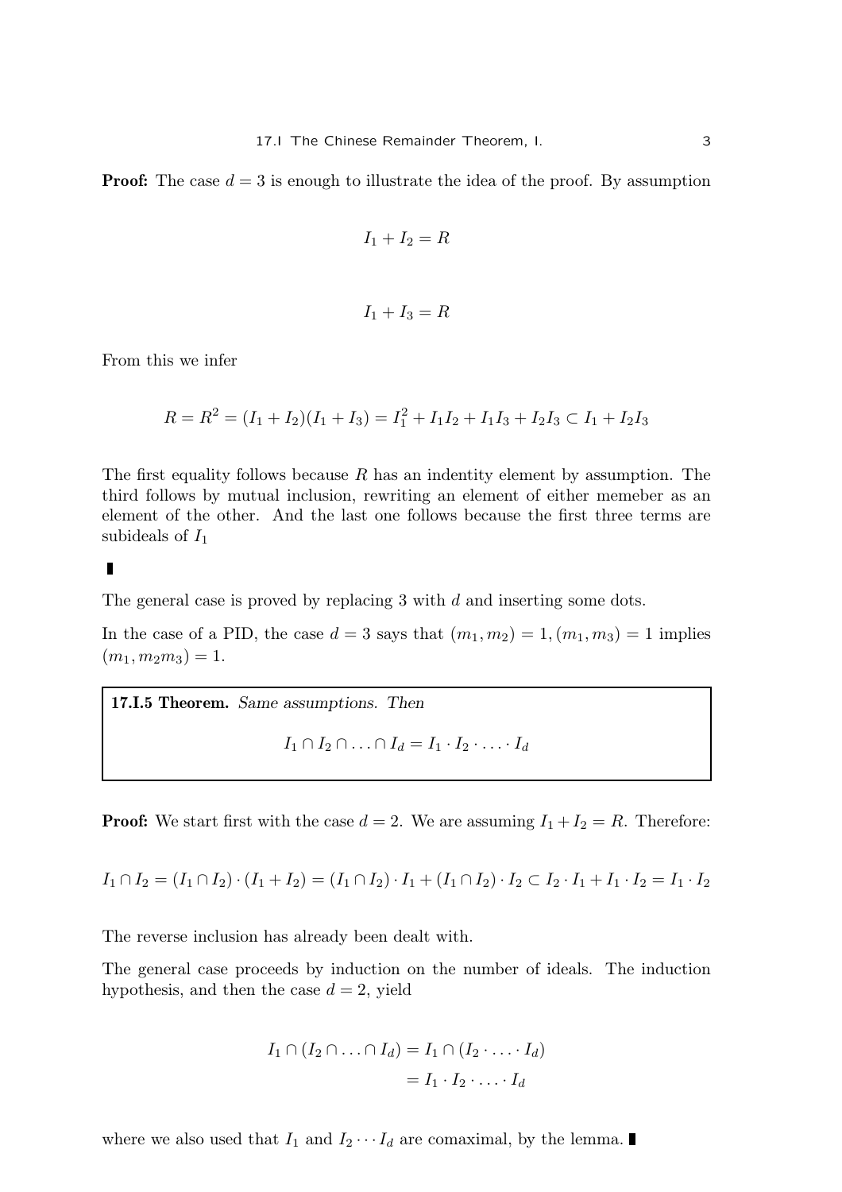**Proof:** The case $d = 3$ is enough to illustrate the idea of the proof. By assumption

$$I_1 + I_2 = R$$

$$I_1 + I_3 = R$$

From this we infer

$$R = R^2 = (I_1 + I_2)(I_1 + I_3) = I_1^2 + I_1 I_2 + I_1 I_3 + I_2 I_3 \subset I_1 + I_2 I_3$$

The first equality follows because $R$ has an indentity element by assumption. The third follows by mutual inclusion, rewriting an element of either memeber as an element of the other. And the last one follows because the first three terms are subideals of $I_1$

∎

The general case is proved by replacing 3 with $d$ and inserting some dots.

In the case of a PID, the case $d = 3$ says that $(m_1, m_2) = 1, (m_1, m_3) = 1$ implies $(m_1, m_2 m_3) = 1$.

**17.I.5 Theorem.** *Same assumptions. Then*

$$I_1 \cap I_2 \cap \ldots \cap I_d = I_1 \cdot I_2 \cdot \ldots \cdot I_d$$

**Proof:** We start first with the case $d = 2$. We are assuming $I_1 + I_2 = R$. Therefore:

$$I_1 \cap I_2 = (I_1 \cap I_2) \cdot (I_1 + I_2) = (I_1 \cap I_2) \cdot I_1 + (I_1 \cap I_2) \cdot I_2 \subset I_2 \cdot I_1 + I_1 \cdot I_2 = I_1 \cdot I_2$$

The reverse inclusion has already been dealt with.

The general case proceeds by induction on the number of ideals. The induction hypothesis, and then the case $d = 2$, yield

$$\begin{aligned} I_1 \cap (I_2 \cap \ldots \cap I_d) &= I_1 \cap (I_2 \cdot \ldots \cdot I_d) \\ &= I_1 \cdot I_2 \cdot \ldots \cdot I_d \end{aligned}$$

where we also used that $I_1$ and $I_2 \cdots I_d$ are comaximal, by the lemma. ∎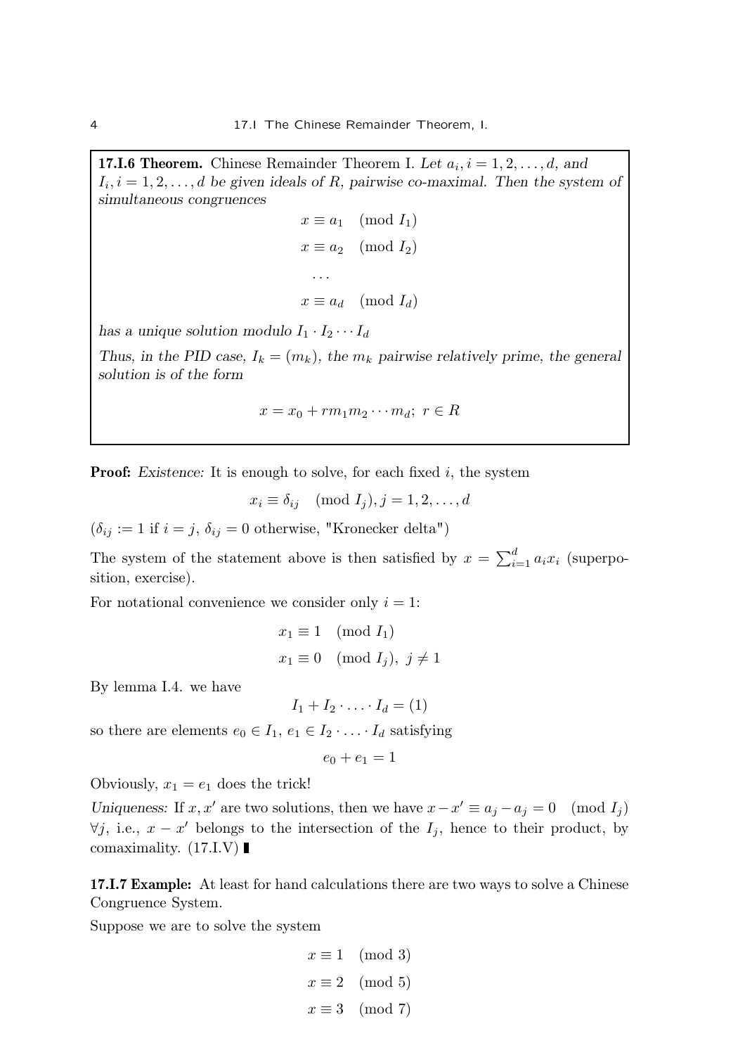**17.I.6 Theorem.** Chinese Remainder Theorem I. *Let $a_i, i = 1, 2, \ldots, d$, and $I_i, i = 1, 2, \ldots, d$ be given ideals of $R$, pairwise co-maximal. Then the system of simultaneous congruences*

$$x \equiv a_1 \pmod{I_1}$$

$$x \equiv a_2 \pmod{I_2}$$

$$\ldots$$

$$x \equiv a_d \pmod{I_d}$$

*has a unique solution modulo $I_1 \cdot I_2 \cdots I_d$*

*Thus, in the PID case, $I_k = (m_k)$, the $m_k$ pairwise relatively prime, the general solution is of the form*

$$x = x_0 + r m_1 m_2 \cdots m_d;\ r \in R$$

**Proof:** *Existence:* It is enough to solve, for each fixed $i$, the system

$$x_i \equiv \delta_{ij} \pmod{I_j}, j = 1, 2, \ldots, d$$

($\delta_{ij} := 1$ if $i = j$, $\delta_{ij} = 0$ otherwise, "Kronecker delta")

The system of the statement above is then satisfied by $x = \sum_{i=1}^{d} a_i x_i$ (superposition, exercise).

For notational convenience we consider only $i = 1$:

$$x_1 \equiv 1 \pmod{I_1}$$

$$x_1 \equiv 0 \pmod{I_j},\ j \neq 1$$

By lemma I.4. we have

$$I_1 + I_2 \cdot \ldots \cdot I_d = (1)$$

so there are elements $e_0 \in I_1$, $e_1 \in I_2 \cdot \ldots \cdot I_d$ satisfying

$$e_0 + e_1 = 1$$

Obviously, $x_1 = e_1$ does the trick!

*Uniqueness:* If $x, x'$ are two solutions, then we have $x - x' \equiv a_j - a_j = 0 \pmod{I_j}$ $\forall j$, i.e., $x - x'$ belongs to the intersection of the $I_j$, hence to their product, by comaximality. (17.I.V) ∎

**17.I.7 Example:** At least for hand calculations there are two ways to solve a Chinese Congruence System.

Suppose we are to solve the system

$$x \equiv 1 \pmod{3}$$

$$x \equiv 2 \pmod{5}$$

$$x \equiv 3 \pmod{7}$$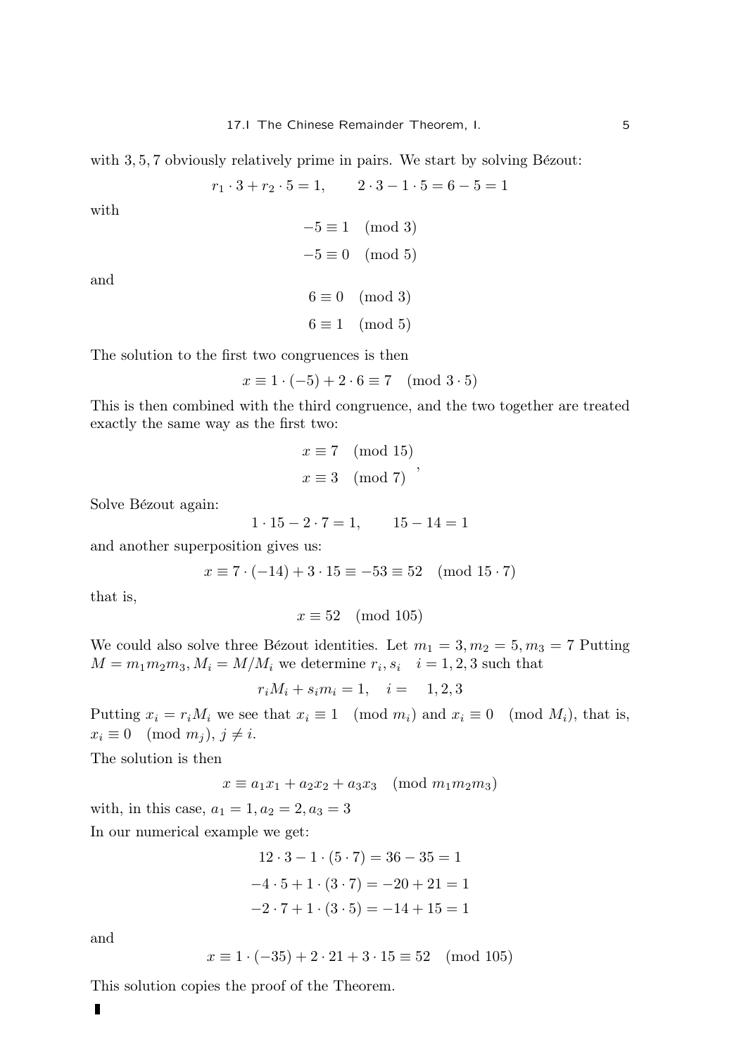with 3, 5, 7 obviously relatively prime in pairs. We start by solving Bézout:

$$r_1 \cdot 3 + r_2 \cdot 5 = 1, \qquad 2 \cdot 3 - 1 \cdot 5 = 6 - 5 = 1$$

with

$$-5 \equiv 1 \pmod 3$$
$$-5 \equiv 0 \pmod 5$$

and

$$6 \equiv 0 \pmod 3$$
$$6 \equiv 1 \pmod 5$$

The solution to the first two congruences is then

$$x \equiv 1 \cdot (-5) + 2 \cdot 6 \equiv 7 \pmod{3 \cdot 5}$$

This is then combined with the third congruence, and the two together are treated exactly the same way as the first two:

$$\begin{aligned} x &\equiv 7 \pmod{15} \\ x &\equiv 3 \pmod 7 \end{aligned},$$

Solve Bézout again:

$$1 \cdot 15 - 2 \cdot 7 = 1, \qquad 15 - 14 = 1$$

and another superposition gives us:

$$x \equiv 7 \cdot (-14) + 3 \cdot 15 \equiv -53 \equiv 52 \pmod{15 \cdot 7}$$

that is,

$$x \equiv 52 \pmod{105}$$

We could also solve three Bézout identities. Let $m_1 = 3, m_2 = 5, m_3 = 7$ Putting $M = m_1 m_2 m_3, M_i = M/M_i$ we determine $r_i, s_i \quad i = 1, 2, 3$ such that

$$r_i M_i + s_i m_i = 1, \quad i = \quad 1, 2, 3$$

Putting $x_i = r_i M_i$ we see that $x_i \equiv 1 \pmod{m_i}$ and $x_i \equiv 0 \pmod{M_i}$, that is, $x_i \equiv 0 \pmod{m_j}, j \neq i$.

The solution is then

$$x \equiv a_1 x_1 + a_2 x_2 + a_3 x_3 \pmod{m_1 m_2 m_3}$$

with, in this case, $a_1 = 1, a_2 = 2, a_3 = 3$

In our numerical example we get:

$$12 \cdot 3 - 1 \cdot (5 \cdot 7) = 36 - 35 = 1$$
$$-4 \cdot 5 + 1 \cdot (3 \cdot 7) = -20 + 21 = 1$$
$$-2 \cdot 7 + 1 \cdot (3 \cdot 5) = -14 + 15 = 1$$

and

$$x \equiv 1 \cdot (-35) + 2 \cdot 21 + 3 \cdot 15 \equiv 52 \pmod{105}$$

This solution copies the proof of the Theorem.

∎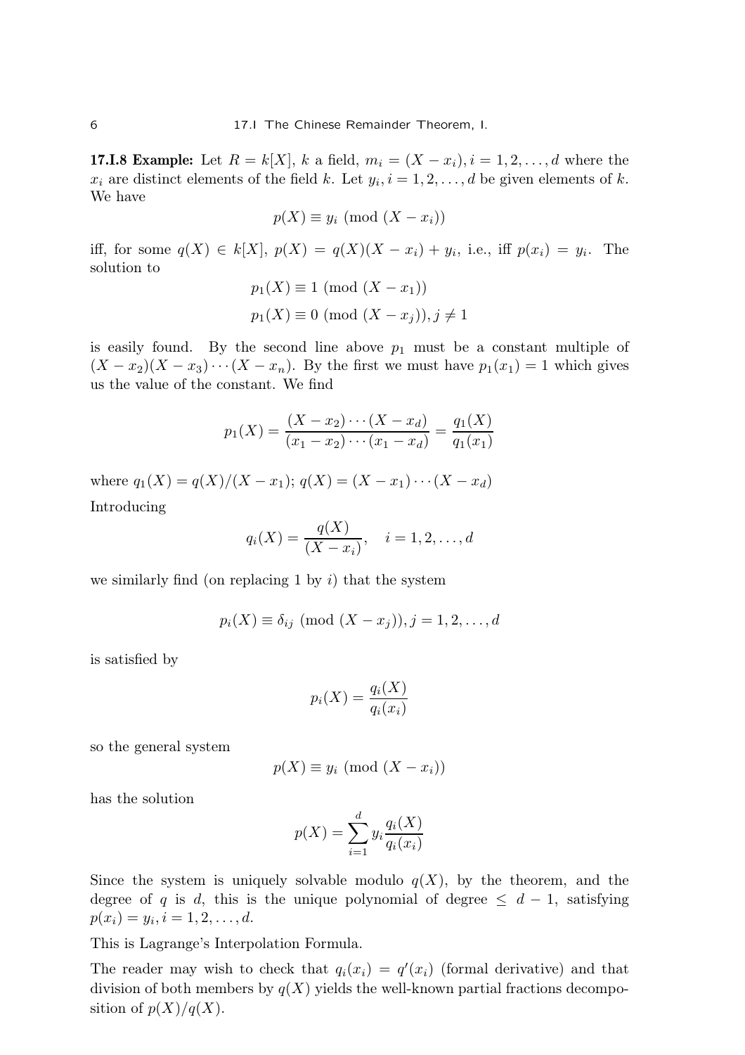**17.I.8 Example:** Let $R = k[X]$, $k$ a field, $m_i = (X - x_i), i = 1, 2, \ldots, d$ where the $x_i$ are distinct elements of the field $k$. Let $y_i, i = 1, 2, \ldots, d$ be given elements of $k$. We have

$$p(X) \equiv y_i \pmod{(X - x_i)}$$

iff, for some $q(X) \in k[X]$, $p(X) = q(X)(X - x_i) + y_i$, i.e., iff $p(x_i) = y_i$. The solution to

$$p_1(X) \equiv 1 \pmod{(X - x_1)}$$
$$p_1(X) \equiv 0 \pmod{(X - x_j)}, j \neq 1$$

is easily found. By the second line above $p_1$ must be a constant multiple of $(X - x_2)(X - x_3) \cdots (X - x_n)$. By the first we must have $p_1(x_1) = 1$ which gives us the value of the constant. We find

$$p_1(X) = \frac{(X - x_2) \cdots (X - x_d)}{(x_1 - x_2) \cdots (x_1 - x_d)} = \frac{q_1(X)}{q_1(x_1)}$$

where $q_1(X) = q(X)/(X - x_1)$; $q(X) = (X - x_1) \cdots (X - x_d)$

Introducing

$$q_i(X) = \frac{q(X)}{(X - x_i)}, \quad i = 1, 2, \ldots, d$$

we similarly find (on replacing 1 by $i$) that the system

$$p_i(X) \equiv \delta_{ij} \pmod{(X - x_j)}, j = 1, 2, \ldots, d$$

is satisfied by

$$p_i(X) = \frac{q_i(X)}{q_i(x_i)}$$

so the general system

$$p(X) \equiv y_i \pmod{(X - x_i)}$$

has the solution

$$p(X) = \sum_{i=1}^{d} y_i \frac{q_i(X)}{q_i(x_i)}$$

Since the system is uniquely solvable modulo $q(X)$, by the theorem, and the degree of $q$ is $d$, this is the unique polynomial of degree $\leq d - 1$, satisfying $p(x_i) = y_i, i = 1, 2, \ldots, d$.

This is Lagrange's Interpolation Formula.

The reader may wish to check that $q_i(x_i) = q'(x_i)$ (formal derivative) and that division of both members by $q(X)$ yields the well-known partial fractions decomposition of $p(X)/q(X)$.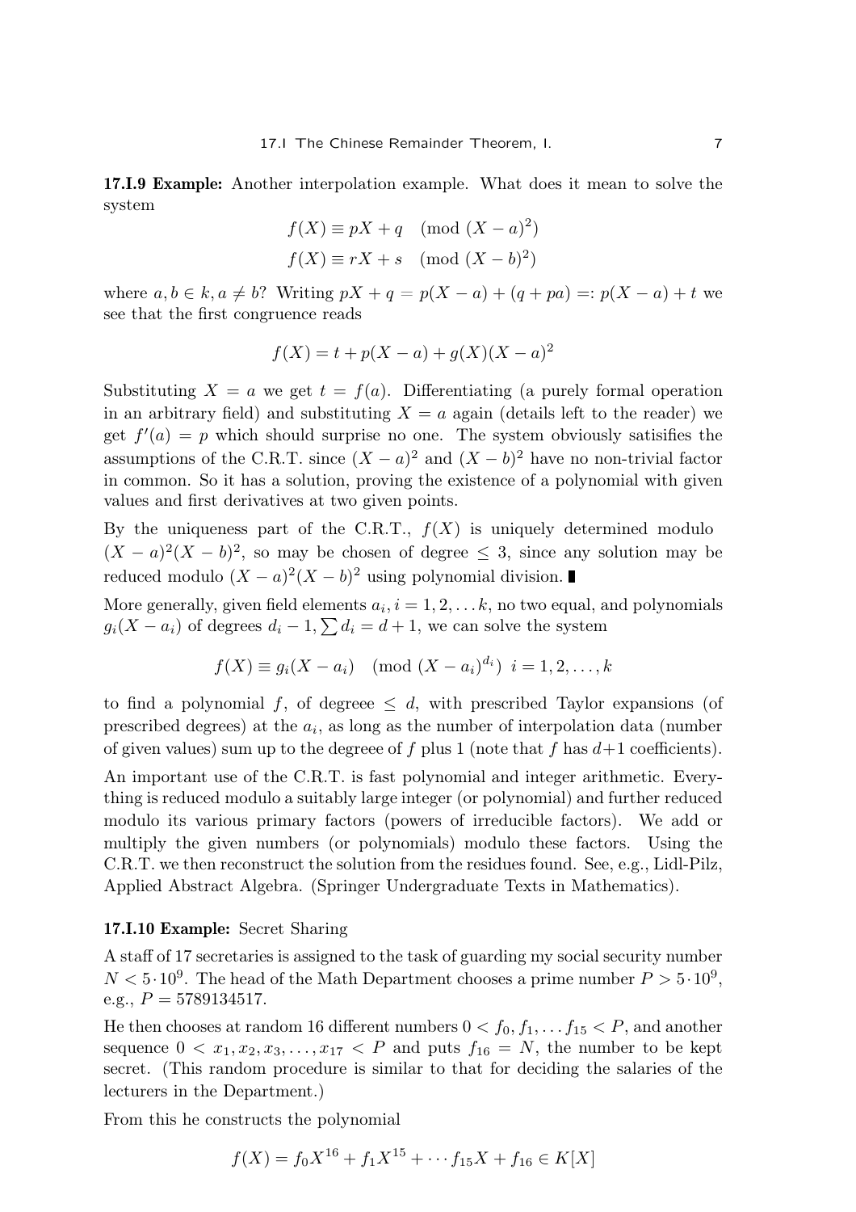**17.I.9 Example:** Another interpolation example. What does it mean to solve the system

$$f(X) \equiv pX + q \pmod{(X-a)^2}$$
$$f(X) \equiv rX + s \pmod{(X-b)^2}$$

where $a, b \in k, a \neq b$? Writing $pX + q = p(X-a) + (q + pa) =: p(X-a) + t$ we see that the first congruence reads

$$f(X) = t + p(X-a) + g(X)(X-a)^2$$

Substituting $X = a$ we get $t = f(a)$. Differentiating (a purely formal operation in an arbitrary field) and substituting $X = a$ again (details left to the reader) we get $f'(a) = p$ which should surprise no one. The system obviously satisifies the assumptions of the C.R.T. since $(X-a)^2$ and $(X-b)^2$ have no non-trivial factor in common. So it has a solution, proving the existence of a polynomial with given values and first derivatives at two given points.

By the uniqueness part of the C.R.T., $f(X)$ is uniquely determined modulo $(X-a)^2(X-b)^2$, so may be chosen of degree $\leq 3$, since any solution may be reduced modulo $(X-a)^2(X-b)^2$ using polynomial division. ∎

More generally, given field elements $a_i, i = 1, 2, \ldots k$, no two equal, and polynomials $g_i(X - a_i)$ of degrees $d_i - 1, \sum d_i = d + 1$, we can solve the system

$$f(X) \equiv g_i(X - a_i) \pmod{(X - a_i)^{d_i}} \ \ i = 1, 2, \ldots, k$$

to find a polynomial $f$, of degreee $\leq d$, with prescribed Taylor expansions (of prescribed degrees) at the $a_i$, as long as the number of interpolation data (number of given values) sum up to the degreee of $f$ plus 1 (note that $f$ has $d+1$ coefficients).

An important use of the C.R.T. is fast polynomial and integer arithmetic. Everything is reduced modulo a suitably large integer (or polynomial) and further reduced modulo its various primary factors (powers of irreducible factors). We add or multiply the given numbers (or polynomials) modulo these factors. Using the C.R.T. we then reconstruct the solution from the residues found. See, e.g., Lidl-Pilz, Applied Abstract Algebra. (Springer Undergraduate Texts in Mathematics).

**17.I.10 Example:** Secret Sharing

A staff of 17 secretaries is assigned to the task of guarding my social security number $N < 5 \cdot 10^9$. The head of the Math Department chooses a prime number $P > 5 \cdot 10^9$, e.g., $P = 5789134517$.

He then chooses at random 16 different numbers $0 < f_0, f_1, \ldots f_{15} < P$, and another sequence $0 < x_1, x_2, x_3, \ldots, x_{17} < P$ and puts $f_{16} = N$, the number to be kept secret. (This random procedure is similar to that for deciding the salaries of the lecturers in the Department.)

From this he constructs the polynomial

$$f(X) = f_0 X^{16} + f_1 X^{15} + \cdots f_{15} X + f_{16} \in K[X]$$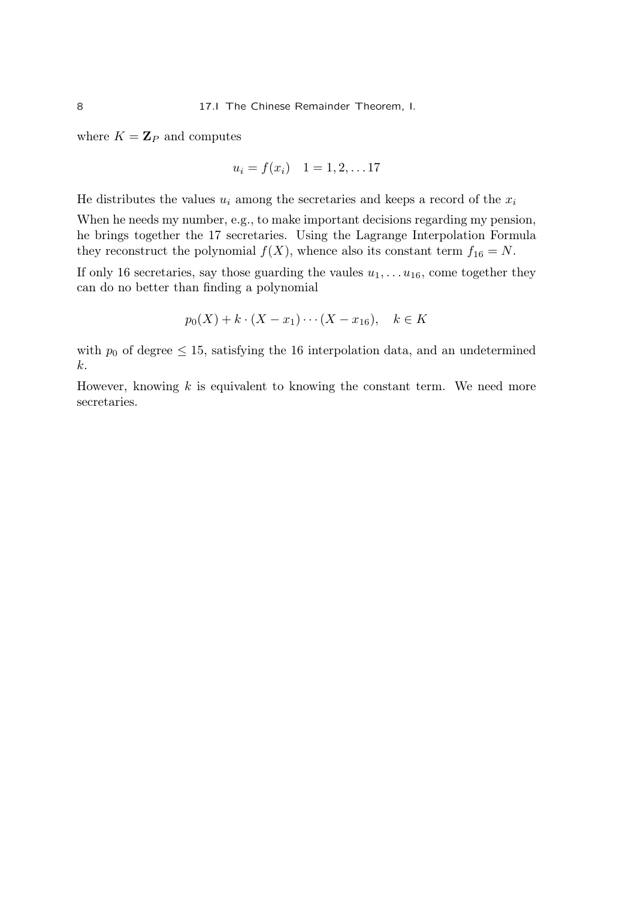where $K = \mathbf{Z}_P$ and computes

$$u_i = f(x_i) \quad 1 = 1, 2, \ldots 17$$

He distributes the values $u_i$ among the secretaries and keeps a record of the $x_i$

When he needs my number, e.g., to make important decisions regarding my pension, he brings together the 17 secretaries. Using the Lagrange Interpolation Formula they reconstruct the polynomial $f(X)$, whence also its constant term $f_{16} = N$.

If only 16 secretaries, say those guarding the vaules $u_1, \ldots u_{16}$, come together they can do no better than finding a polynomial

$$p_0(X) + k \cdot (X - x_1) \cdots (X - x_{16}), \quad k \in K$$

with $p_0$ of degree $\leq 15$, satisfying the 16 interpolation data, and an undetermined $k$.

However, knowing $k$ is equivalent to knowing the constant term. We need more secretaries.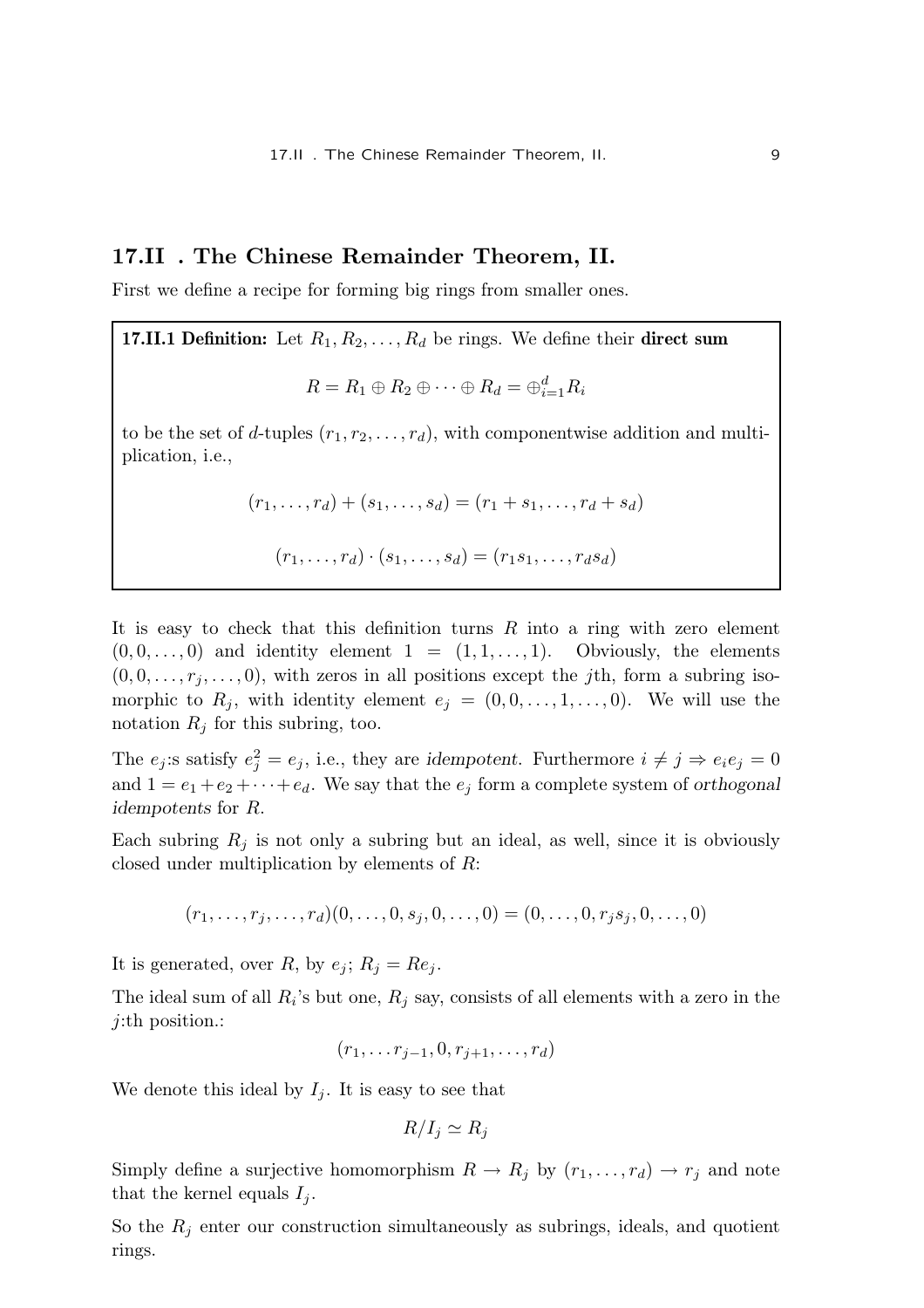## 17.II . The Chinese Remainder Theorem, II.

First we define a recipe for forming big rings from smaller ones.

**17.II.1 Definition:** Let $R_1, R_2, \ldots, R_d$ be rings. We define their **direct sum**

$$R = R_1 \oplus R_2 \oplus \cdots \oplus R_d = \oplus_{i=1}^{d} R_i$$

to be the set of $d$-tuples $(r_1, r_2, \ldots, r_d)$, with componentwise addition and multiplication, i.e.,

$$(r_1, \ldots, r_d) + (s_1, \ldots, s_d) = (r_1 + s_1, \ldots, r_d + s_d)$$

$$(r_1, \ldots, r_d) \cdot (s_1, \ldots, s_d) = (r_1 s_1, \ldots, r_d s_d)$$

It is easy to check that this definition turns $R$ into a ring with zero element $(0, 0, \ldots, 0)$ and identity element $1 = (1, 1, \ldots, 1)$. Obviously, the elements $(0, 0, \ldots, r_j, \ldots, 0)$, with zeros in all positions except the $j$th, form a subring isomorphic to $R_j$, with identity element $e_j = (0, 0, \ldots, 1, \ldots, 0)$. We will use the notation $R_j$ for this subring, too.

The $e_j$:s satisfy $e_j^2 = e_j$, i.e., they are *idempotent*. Furthermore $i \neq j \Rightarrow e_i e_j = 0$ and $1 = e_1 + e_2 + \cdots + e_d$. We say that the $e_j$ form a complete system of *orthogonal idempotents* for $R$.

Each subring $R_j$ is not only a subring but an ideal, as well, since it is obviously closed under multiplication by elements of $R$:

$$(r_1, \ldots, r_j, \ldots, r_d)(0, \ldots, 0, s_j, 0, \ldots, 0) = (0, \ldots, 0, r_j s_j, 0, \ldots, 0)$$

It is generated, over $R$, by $e_j$; $R_j = Re_j$.

The ideal sum of all $R_i$'s but one, $R_j$ say, consists of all elements with a zero in the $j$:th position.:

$$(r_1, \ldots r_{j-1}, 0, r_{j+1}, \ldots, r_d)$$

We denote this ideal by $I_j$. It is easy to see that

$$R/I_j \simeq R_j$$

Simply define a surjective homomorphism $R \to R_j$ by $(r_1, \ldots, r_d) \to r_j$ and note that the kernel equals $I_j$.

So the $R_j$ enter our construction simultaneously as subrings, ideals, and quotient rings.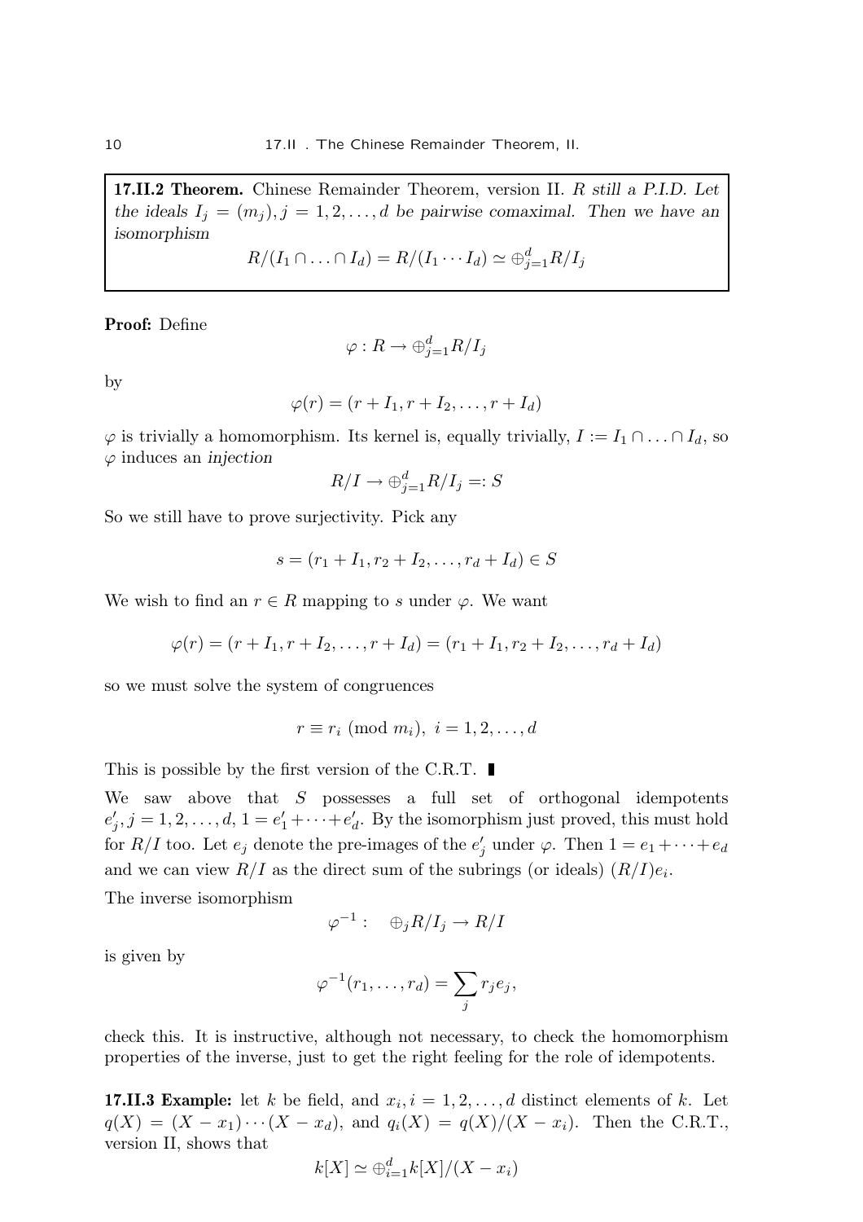**17.II.2 Theorem.** Chinese Remainder Theorem, version II. *R still a P.I.D. Let the ideals $I_j = (m_j), j = 1, 2, \ldots, d$ be pairwise comaximal. Then we have an isomorphism*

$$R/(I_1 \cap \ldots \cap I_d) = R/(I_1 \cdots I_d) \simeq \oplus_{j=1}^d R/I_j$$

**Proof:** Define

$$\varphi : R \to \oplus_{j=1}^d R/I_j$$

by

$$\varphi(r) = (r + I_1, r + I_2, \ldots, r + I_d)$$

$\varphi$ is trivially a homomorphism. Its kernel is, equally trivially, $I := I_1 \cap \ldots \cap I_d$, so $\varphi$ induces an *injection*

$$R/I \to \oplus_{j=1}^d R/I_j =: S$$

So we still have to prove surjectivity. Pick any

$$s = (r_1 + I_1, r_2 + I_2, \ldots, r_d + I_d) \in S$$

We wish to find an $r \in R$ mapping to $s$ under $\varphi$. We want

$$\varphi(r) = (r + I_1, r + I_2, \ldots, r + I_d) = (r_1 + I_1, r_2 + I_2, \ldots, r_d + I_d)$$

so we must solve the system of congruences

$$r \equiv r_i \pmod{m_i}, \; i = 1, 2, \ldots, d$$

This is possible by the first version of the C.R.T. ∎

We saw above that $S$ possesses a full set of orthogonal idempotents $e'_j, j = 1, 2, \ldots, d$, $1 = e'_1 + \cdots + e'_d$. By the isomorphism just proved, this must hold for $R/I$ too. Let $e_j$ denote the pre-images of the $e'_j$ under $\varphi$. Then $1 = e_1 + \cdots + e_d$ and we can view $R/I$ as the direct sum of the subrings (or ideals) $(R/I)e_i$.

The inverse isomorphism

$$\varphi^{-1} : \quad \oplus_j R/I_j \to R/I$$

is given by

$$\varphi^{-1}(r_1, \ldots, r_d) = \sum_j r_j e_j,$$

check this. It is instructive, although not necessary, to check the homomorphism properties of the inverse, just to get the right feeling for the role of idempotents.

**17.II.3 Example:** let $k$ be field, and $x_i, i = 1, 2, \ldots, d$ distinct elements of $k$. Let $q(X) = (X - x_1) \cdots (X - x_d)$, and $q_i(X) = q(X)/(X - x_i)$. Then the C.R.T., version II, shows that

$$k[X] \simeq \oplus_{i=1}^d k[X]/(X - x_i)$$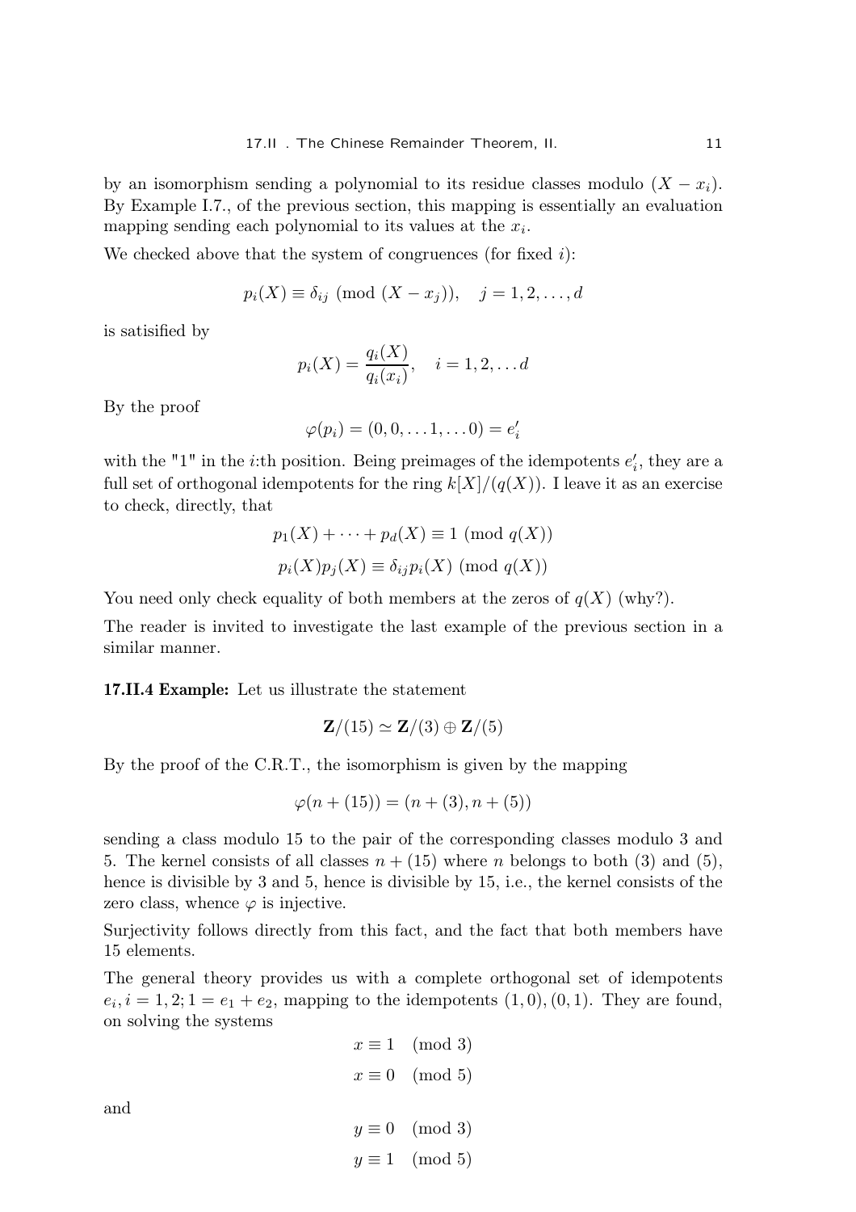by an isomorphism sending a polynomial to its residue classes modulo $(X - x_i)$. By Example I.7., of the previous section, this mapping is essentially an evaluation mapping sending each polynomial to its values at the $x_i$.

We checked above that the system of congruences (for fixed $i$):

$$p_i(X) \equiv \delta_{ij} \pmod{(X - x_j)}, \quad j = 1, 2, \ldots, d$$

is satisified by

$$p_i(X) = \frac{q_i(X)}{q_i(x_i)}, \quad i = 1, 2, \ldots d$$

By the proof

$$\varphi(p_i) = (0, 0, \ldots 1, \ldots 0) = e'_i$$

with the "1" in the $i$:th position. Being preimages of the idempotents $e'_i$, they are a full set of orthogonal idempotents for the ring $k[X]/(q(X))$. I leave it as an exercise to check, directly, that

$$p_1(X) + \cdots + p_d(X) \equiv 1 \pmod{q(X)}$$

$$p_i(X)p_j(X) \equiv \delta_{ij} p_i(X) \pmod{q(X)}$$

You need only check equality of both members at the zeros of $q(X)$ (why?).

The reader is invited to investigate the last example of the previous section in a similar manner.

**17.II.4 Example:** Let us illustrate the statement

$$\mathbf{Z}/(15) \simeq \mathbf{Z}/(3) \oplus \mathbf{Z}/(5)$$

By the proof of the C.R.T., the isomorphism is given by the mapping

$$\varphi(n + (15)) = (n + (3), n + (5))$$

sending a class modulo 15 to the pair of the corresponding classes modulo 3 and 5. The kernel consists of all classes $n + (15)$ where $n$ belongs to both (3) and (5), hence is divisible by 3 and 5, hence is divisible by 15, i.e., the kernel consists of the zero class, whence $\varphi$ is injective.

Surjectivity follows directly from this fact, and the fact that both members have 15 elements.

The general theory provides us with a complete orthogonal set of idempotents $e_i, i = 1, 2; 1 = e_1 + e_2$, mapping to the idempotents $(1, 0), (0, 1)$. They are found, on solving the systems

$$x \equiv 1 \pmod 3$$

$$x \equiv 0 \pmod 5$$

and

$$y \equiv 0 \pmod 3$$

$$y \equiv 1 \pmod 5$$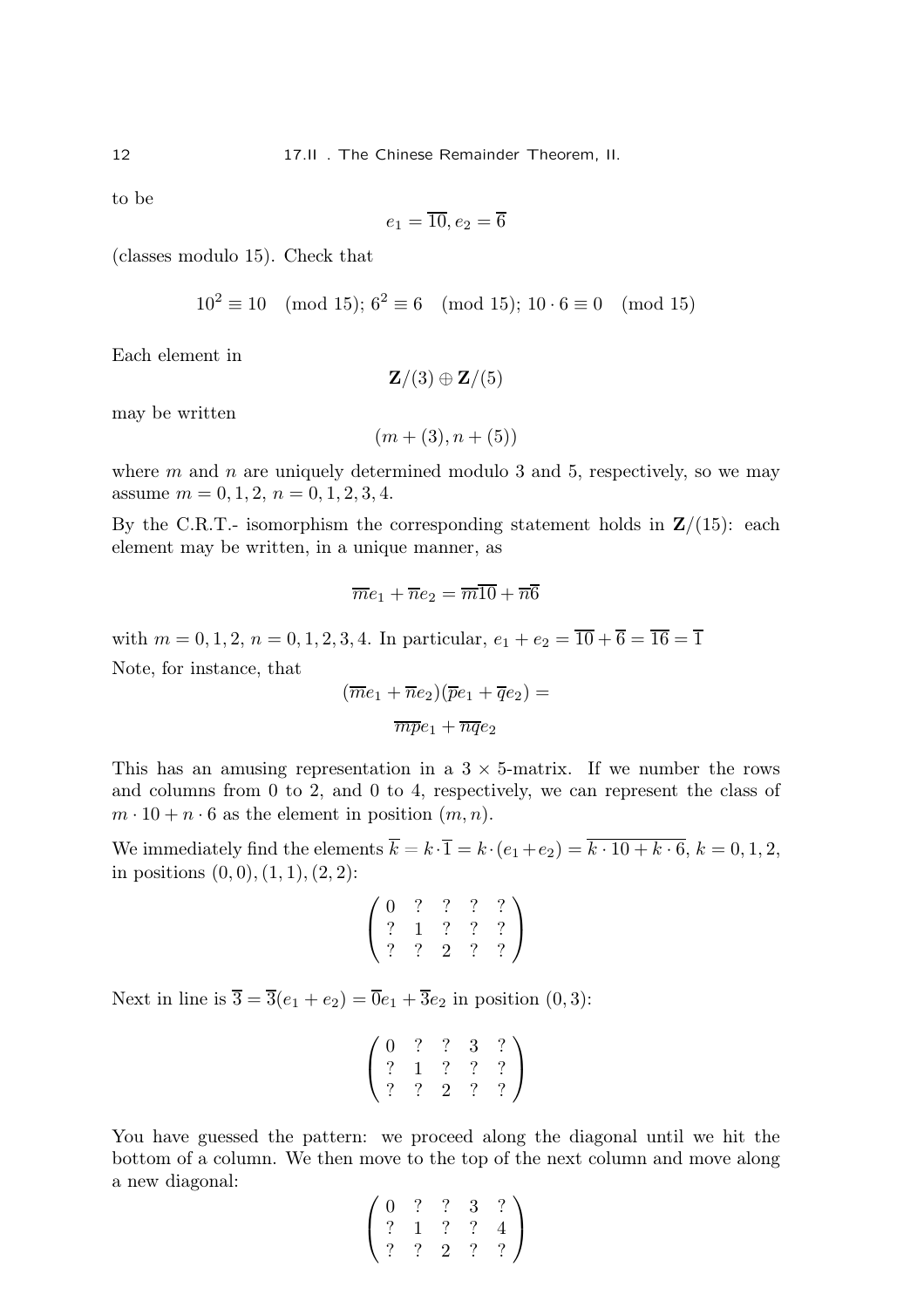to be

$$e_1 = \overline{10}, e_2 = \overline{6}$$

(classes modulo 15). Check that

$$10^2 \equiv 10 \pmod{15};\ 6^2 \equiv 6 \pmod{15};\ 10 \cdot 6 \equiv 0 \pmod{15}$$

Each element in

$$\mathbf{Z}/(3) \oplus \mathbf{Z}/(5)$$

may be written

$$(m + (3), n + (5))$$

where $m$ and $n$ are uniquely determined modulo 3 and 5, respectively, so we may assume $m = 0, 1, 2$, $n = 0, 1, 2, 3, 4$.

By the C.R.T.- isomorphism the corresponding statement holds in $\mathbf{Z}/(15)$: each element may be written, in a unique manner, as

$$\overline{m}e_1 + \overline{n}e_2 = \overline{m}\overline{10} + \overline{n}\overline{6}$$

with $m = 0, 1, 2$, $n = 0, 1, 2, 3, 4$. In particular, $e_1 + e_2 = \overline{10} + \overline{6} = \overline{16} = \overline{1}$

Note, for instance, that

$$(\overline{m}e_1 + \overline{n}e_2)(\overline{p}e_1 + \overline{q}e_2) =$$

$$\overline{mp}e_1 + \overline{nq}e_2$$

This has an amusing representation in a $3 \times 5$-matrix. If we number the rows and columns from 0 to 2, and 0 to 4, respectively, we can represent the class of $m \cdot 10 + n \cdot 6$ as the element in position $(m, n)$.

We immediately find the elements $\overline{k} = k \cdot \overline{1} = k \cdot (e_1 + e_2) = \overline{k \cdot 10 + k \cdot 6}$, $k = 0, 1, 2$, in positions $(0, 0), (1, 1), (2, 2)$:

$$\begin{pmatrix} 0 & ? & ? & ? & ? \\ ? & 1 & ? & ? & ? \\ ? & ? & 2 & ? & ? \end{pmatrix}$$

Next in line is $\overline{3} = \overline{3}(e_1 + e_2) = \overline{0}e_1 + \overline{3}e_2$ in position $(0, 3)$:

$$\begin{pmatrix} 0 & ? & ? & 3 & ? \\ ? & 1 & ? & ? & ? \\ ? & ? & 2 & ? & ? \end{pmatrix}$$

You have guessed the pattern: we proceed along the diagonal until we hit the bottom of a column. We then move to the top of the next column and move along a new diagonal:

$$\begin{pmatrix} 0 & ? & ? & 3 & ? \\ ? & 1 & ? & ? & 4 \\ ? & ? & 2 & ? & ? \end{pmatrix}$$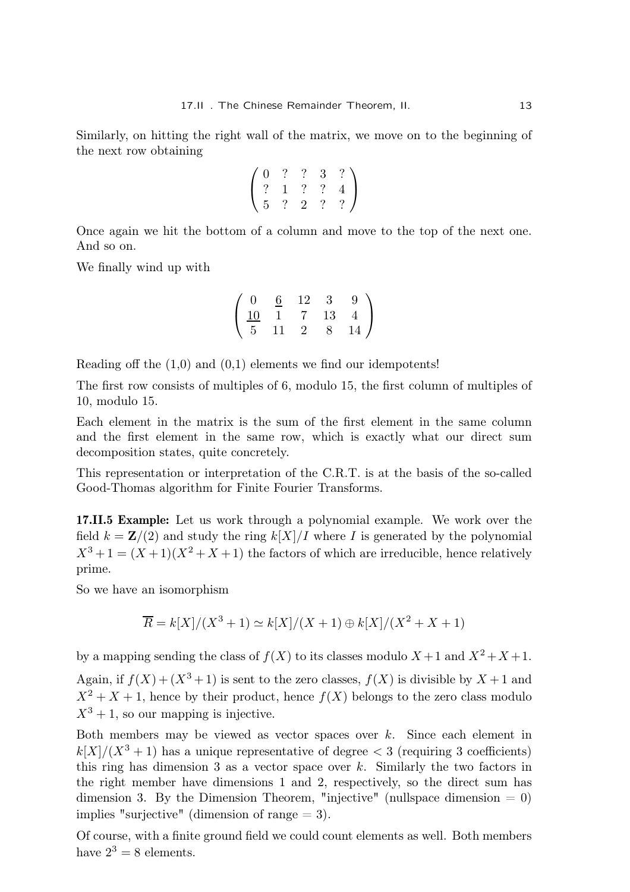Similarly, on hitting the right wall of the matrix, we move on to the beginning of the next row obtaining

$$\begin{pmatrix} 0 & ? & ? & 3 & ? \\ ? & 1 & ? & ? & 4 \\ 5 & ? & 2 & ? & ? \end{pmatrix}$$

Once again we hit the bottom of a column and move to the top of the next one. And so on.

We finally wind up with

$$\begin{pmatrix} 0 & \underline{6} & 12 & 3 & 9 \\ \underline{10} & 1 & 7 & 13 & 4 \\ 5 & 11 & 2 & 8 & 14 \end{pmatrix}$$

Reading off the (1,0) and (0,1) elements we find our idempotents!

The first row consists of multiples of 6, modulo 15, the first column of multiples of 10, modulo 15.

Each element in the matrix is the sum of the first element in the same column and the first element in the same row, which is exactly what our direct sum decomposition states, quite concretely.

This representation or interpretation of the C.R.T. is at the basis of the so-called Good-Thomas algorithm for Finite Fourier Transforms.

**17.II.5 Example:** Let us work through a polynomial example. We work over the field $k = \mathbf{Z}/(2)$ and study the ring $k[X]/I$ where $I$ is generated by the polynomial $X^3+1 = (X+1)(X^2+X+1)$ the factors of which are irreducible, hence relatively prime.

So we have an isomorphism

$$\overline{R} = k[X]/(X^3+1) \simeq k[X]/(X+1) \oplus k[X]/(X^2+X+1)$$

by a mapping sending the class of $f(X)$ to its classes modulo $X+1$ and $X^2+X+1$.

Again, if $f(X)+(X^3+1)$ is sent to the zero classes, $f(X)$ is divisible by $X+1$ and $X^2+X+1$, hence by their product, hence $f(X)$ belongs to the zero class modulo $X^3+1$, so our mapping is injective.

Both members may be viewed as vector spaces over $k$. Since each element in $k[X]/(X^3+1)$ has a unique representative of degree $< 3$ (requiring 3 coefficients) this ring has dimension 3 as a vector space over $k$. Similarly the two factors in the right member have dimensions 1 and 2, respectively, so the direct sum has dimension 3. By the Dimension Theorem, "injective" (nullspace dimension $= 0$) implies "surjective" (dimension of range $= 3$).

Of course, with a finite ground field we could count elements as well. Both members have $2^3 = 8$ elements.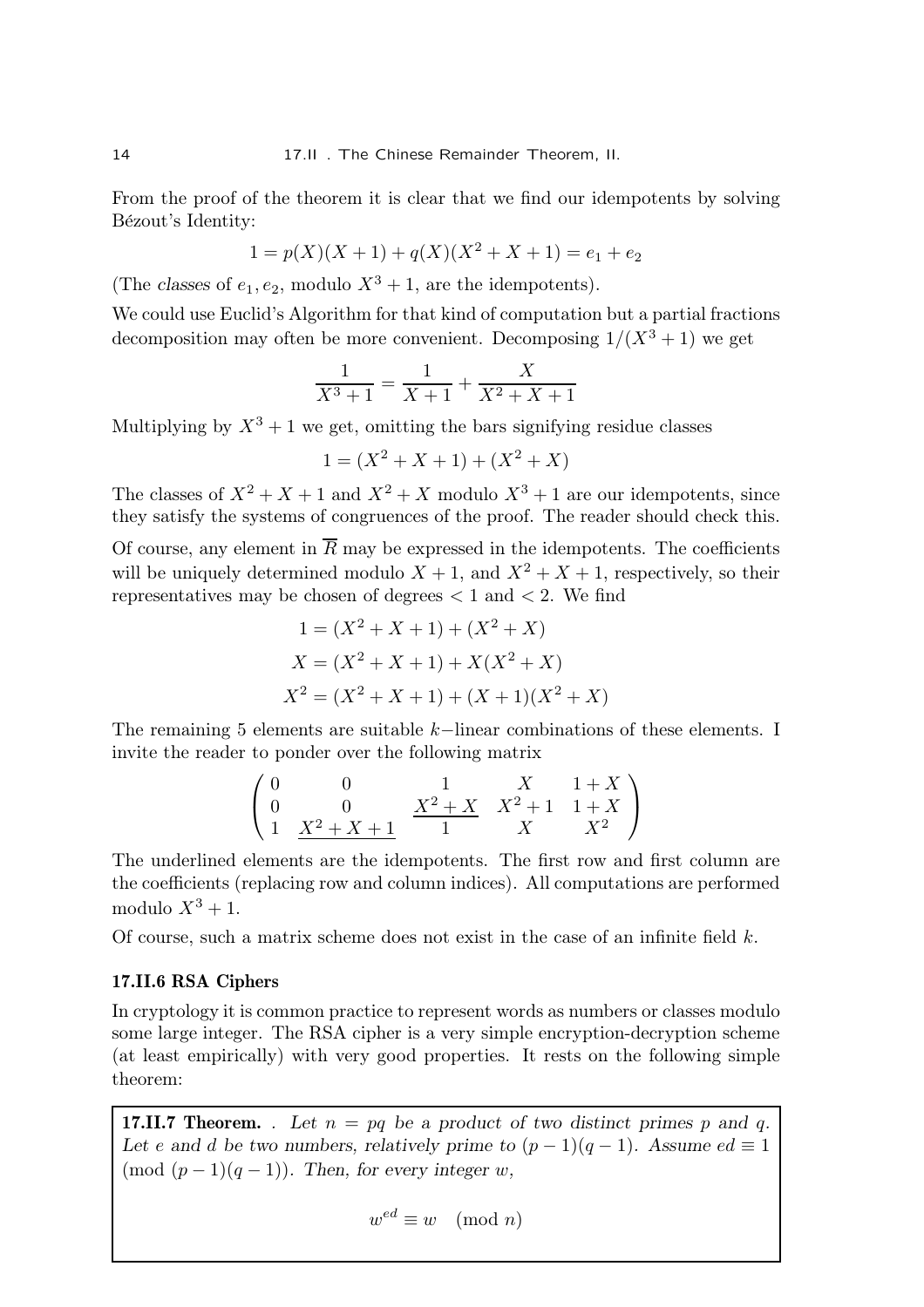From the proof of the theorem it is clear that we find our idempotents by solving Bézout's Identity:

$$1 = p(X)(X+1) + q(X)(X^2+X+1) = e_1 + e_2$$

(The *classes* of $e_1, e_2$, modulo $X^3+1$, are the idempotents).

We could use Euclid's Algorithm for that kind of computation but a partial fractions decomposition may often be more convenient. Decomposing $1/(X^3+1)$ we get

$$\frac{1}{X^3+1} = \frac{1}{X+1} + \frac{X}{X^2+X+1}$$

Multiplying by $X^3+1$ we get, omitting the bars signifying residue classes

$$1 = (X^2+X+1) + (X^2+X)$$

The classes of $X^2+X+1$ and $X^2+X$ modulo $X^3+1$ are our idempotents, since they satisfy the systems of congruences of the proof. The reader should check this.

Of course, any element in $\overline{R}$ may be expressed in the idempotents. The coefficients will be uniquely determined modulo $X+1$, and $X^2+X+1$, respectively, so their representatives may be chosen of degrees $< 1$ and $< 2$. We find

$$\begin{aligned} 1 &= (X^2+X+1) + (X^2+X) \\ X &= (X^2+X+1) + X(X^2+X) \\ X^2 &= (X^2+X+1) + (X+1)(X^2+X) \end{aligned}$$

The remaining 5 elements are suitable $k-$linear combinations of these elements. I invite the reader to ponder over the following matrix

$$\begin{pmatrix} 0 & 0 & 1 & X & 1+X \\ 0 & 0 & \underline{X^2+X} & X^2+1 & 1+X \\ 1 & \underline{X^2+X+1} & 1 & X & X^2 \end{pmatrix}$$

The underlined elements are the idempotents. The first row and first column are the coefficients (replacing row and column indices). All computations are performed modulo $X^3+1$.

Of course, such a matrix scheme does not exist in the case of an infinite field $k$.

### 17.II.6 RSA Ciphers

In cryptology it is common practice to represent words as numbers or classes modulo some large integer. The RSA cipher is a very simple encryption-decryption scheme (at least empirically) with very good properties. It rests on the following simple theorem:

**17.II.7 Theorem.** . *Let $n = pq$ be a product of two distinct primes $p$ and $q$. Let $e$ and $d$ be two numbers, relatively prime to $(p-1)(q-1)$. Assume $ed \equiv 1 \pmod{(p-1)(q-1)}$. Then, for every integer $w$,*

$$w^{ed} \equiv w \pmod{n}$$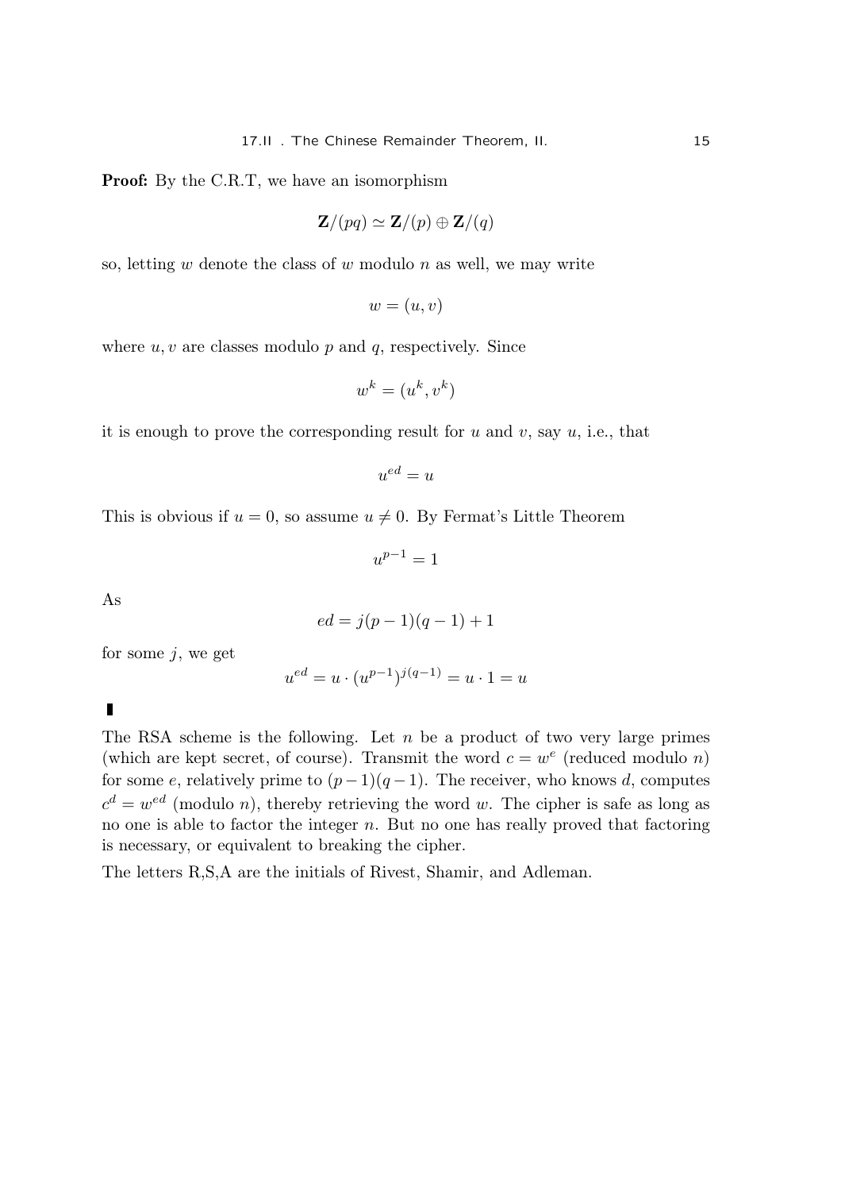**Proof:** By the C.R.T, we have an isomorphism

$$\mathbf{Z}/(pq) \simeq \mathbf{Z}/(p) \oplus \mathbf{Z}/(q)$$

so, letting $w$ denote the class of $w$ modulo $n$ as well, we may write

$$w = (u, v)$$

where $u, v$ are classes modulo $p$ and $q$, respectively. Since

$$w^k = (u^k, v^k)$$

it is enough to prove the corresponding result for $u$ and $v$, say $u$, i.e., that

$$u^{ed} = u$$

This is obvious if $u = 0$, so assume $u \neq 0$. By Fermat's Little Theorem

$$u^{p-1} = 1$$

As

$$ed = j(p-1)(q-1) + 1$$

for some $j$, we get

$$u^{ed} = u \cdot (u^{p-1})^{j(q-1)} = u \cdot 1 = u$$

∎

The RSA scheme is the following. Let $n$ be a product of two very large primes (which are kept secret, of course). Transmit the word $c = w^e$ (reduced modulo $n$) for some $e$, relatively prime to $(p-1)(q-1)$. The receiver, who knows $d$, computes $c^d = w^{ed}$ (modulo $n$), thereby retrieving the word $w$. The cipher is safe as long as no one is able to factor the integer $n$. But no one has really proved that factoring is necessary, or equivalent to breaking the cipher.

The letters R,S,A are the initials of Rivest, Shamir, and Adleman.